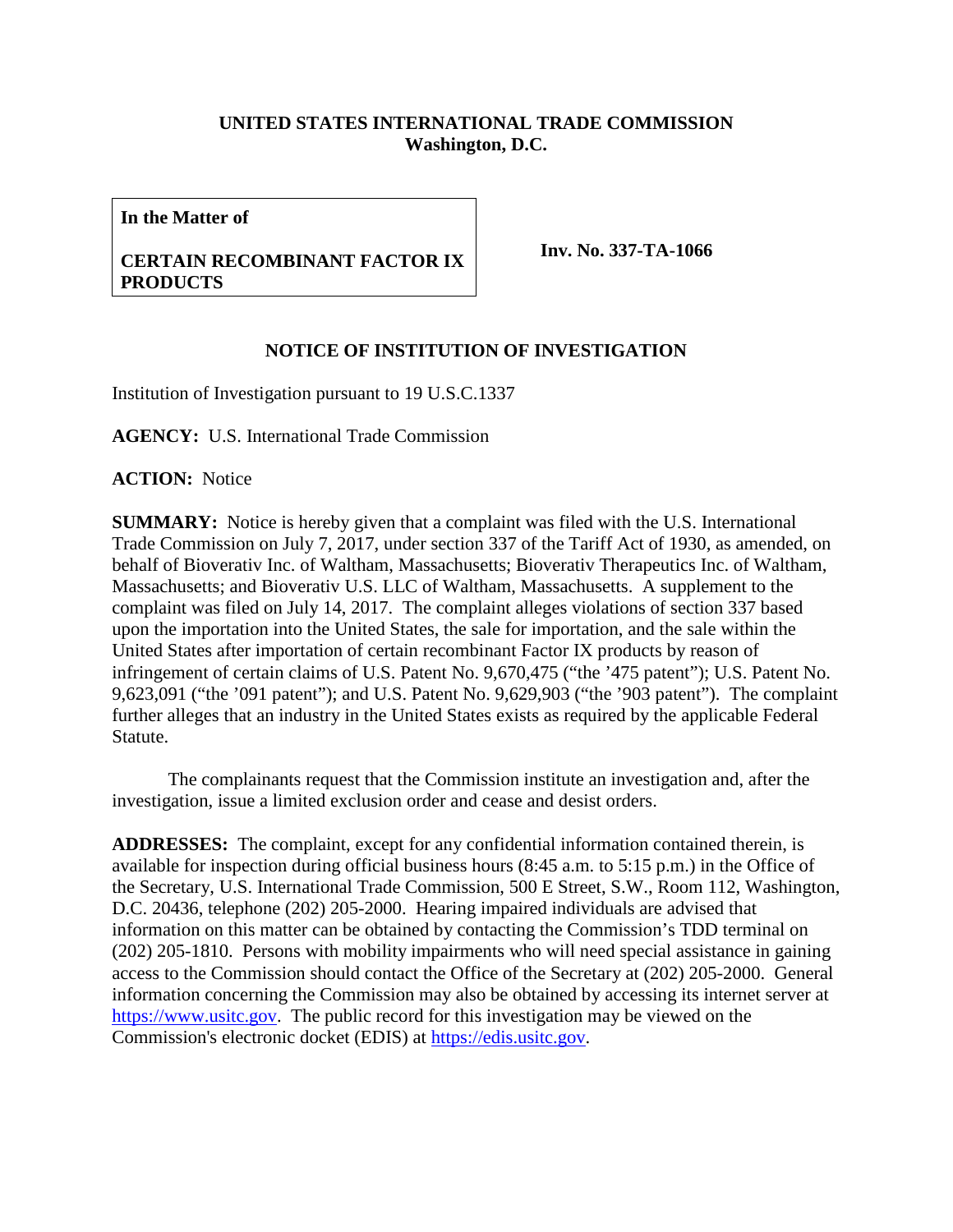**UNITED STATES INTERNATIONAL TRADE COMMISSION**
**Washington, D.C.**

| **In the Matter of** **CERTAIN RECOMBINANT FACTOR IX PRODUCTS** | **Inv. No. 337-TA-1066** |
|---|---|

## NOTICE OF INSTITUTION OF INVESTIGATION

Institution of Investigation pursuant to 19 U.S.C.1337

**AGENCY:** U.S. International Trade Commission

**ACTION:** Notice

**SUMMARY:** Notice is hereby given that a complaint was filed with the U.S. International Trade Commission on July 7, 2017, under section 337 of the Tariff Act of 1930, as amended, on behalf of Bioverativ Inc. of Waltham, Massachusetts; Bioverativ Therapeutics Inc. of Waltham, Massachusetts; and Bioverativ U.S. LLC of Waltham, Massachusetts. A supplement to the complaint was filed on July 14, 2017. The complaint alleges violations of section 337 based upon the importation into the United States, the sale for importation, and the sale within the United States after importation of certain recombinant Factor IX products by reason of infringement of certain claims of U.S. Patent No. 9,670,475 ("the '475 patent"); U.S. Patent No. 9,623,091 ("the '091 patent"); and U.S. Patent No. 9,629,903 ("the '903 patent"). The complaint further alleges that an industry in the United States exists as required by the applicable Federal Statute.

The complainants request that the Commission institute an investigation and, after the investigation, issue a limited exclusion order and cease and desist orders.

**ADDRESSES:** The complaint, except for any confidential information contained therein, is available for inspection during official business hours (8:45 a.m. to 5:15 p.m.) in the Office of the Secretary, U.S. International Trade Commission, 500 E Street, S.W., Room 112, Washington, D.C. 20436, telephone (202) 205-2000. Hearing impaired individuals are advised that information on this matter can be obtained by contacting the Commission's TDD terminal on (202) 205-1810. Persons with mobility impairments who will need special assistance in gaining access to the Commission should contact the Office of the Secretary at (202) 205-2000. General information concerning the Commission may also be obtained by accessing its internet server at https://www.usitc.gov. The public record for this investigation may be viewed on the Commission's electronic docket (EDIS) at https://edis.usitc.gov.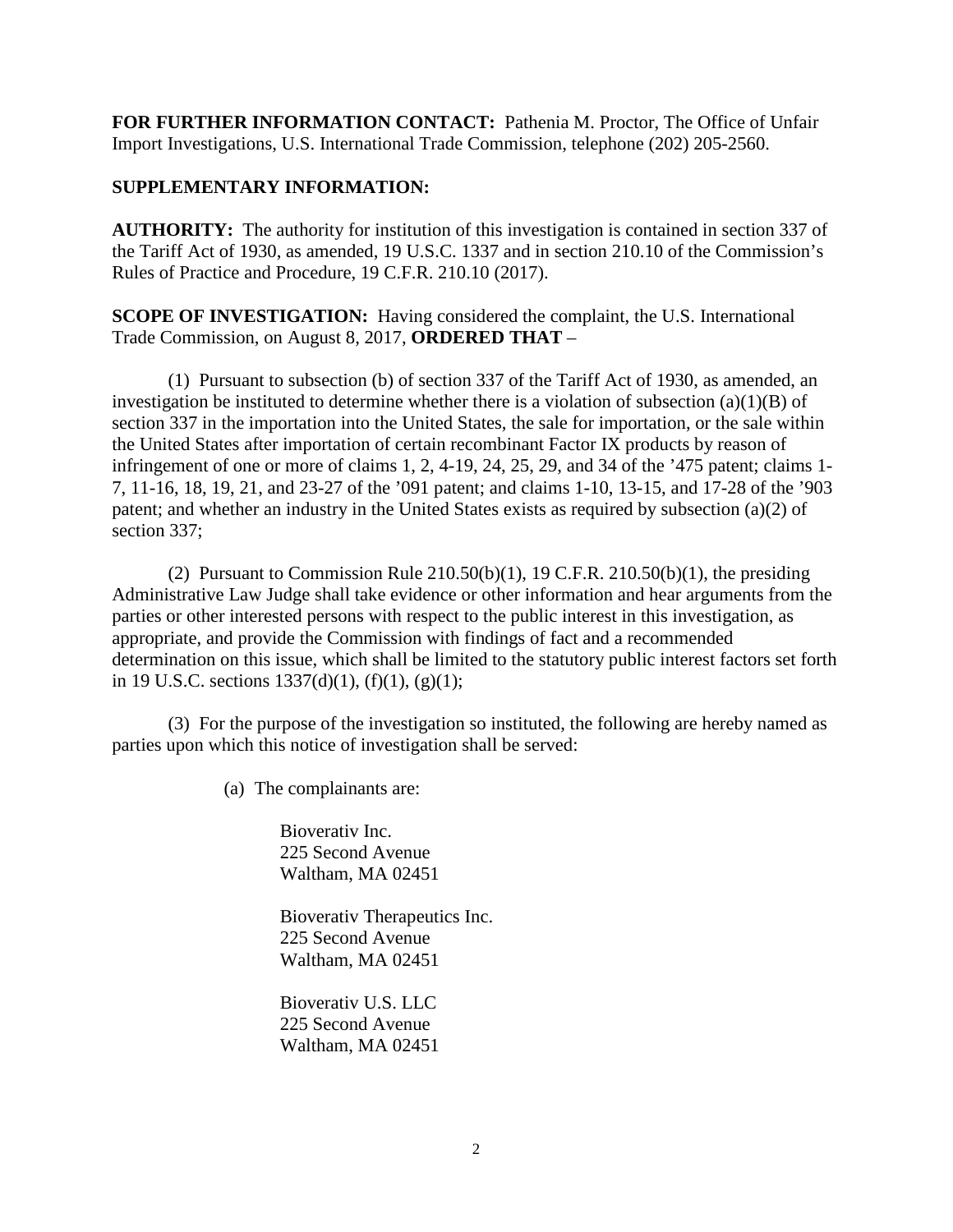**FOR FURTHER INFORMATION CONTACT:** Pathenia M. Proctor, The Office of Unfair Import Investigations, U.S. International Trade Commission, telephone (202) 205-2560.

**SUPPLEMENTARY INFORMATION:**

**AUTHORITY:** The authority for institution of this investigation is contained in section 337 of the Tariff Act of 1930, as amended, 19 U.S.C. 1337 and in section 210.10 of the Commission's Rules of Practice and Procedure, 19 C.F.R. 210.10 (2017).

**SCOPE OF INVESTIGATION:** Having considered the complaint, the U.S. International Trade Commission, on August 8, 2017, **ORDERED THAT** –

(1) Pursuant to subsection (b) of section 337 of the Tariff Act of 1930, as amended, an investigation be instituted to determine whether there is a violation of subsection (a)(1)(B) of section 337 in the importation into the United States, the sale for importation, or the sale within the United States after importation of certain recombinant Factor IX products by reason of infringement of one or more of claims 1, 2, 4-19, 24, 25, 29, and 34 of the '475 patent; claims 1-7, 11-16, 18, 19, 21, and 23-27 of the '091 patent; and claims 1-10, 13-15, and 17-28 of the '903 patent; and whether an industry in the United States exists as required by subsection (a)(2) of section 337;

(2) Pursuant to Commission Rule 210.50(b)(1), 19 C.F.R. 210.50(b)(1), the presiding Administrative Law Judge shall take evidence or other information and hear arguments from the parties or other interested persons with respect to the public interest in this investigation, as appropriate, and provide the Commission with findings of fact and a recommended determination on this issue, which shall be limited to the statutory public interest factors set forth in 19 U.S.C. sections 1337(d)(1), (f)(1), (g)(1);

(3) For the purpose of the investigation so instituted, the following are hereby named as parties upon which this notice of investigation shall be served:

(a) The complainants are:

Bioverativ Inc.
225 Second Avenue
Waltham, MA 02451

Bioverativ Therapeutics Inc.
225 Second Avenue
Waltham, MA 02451

Bioverativ U.S. LLC
225 Second Avenue
Waltham, MA 02451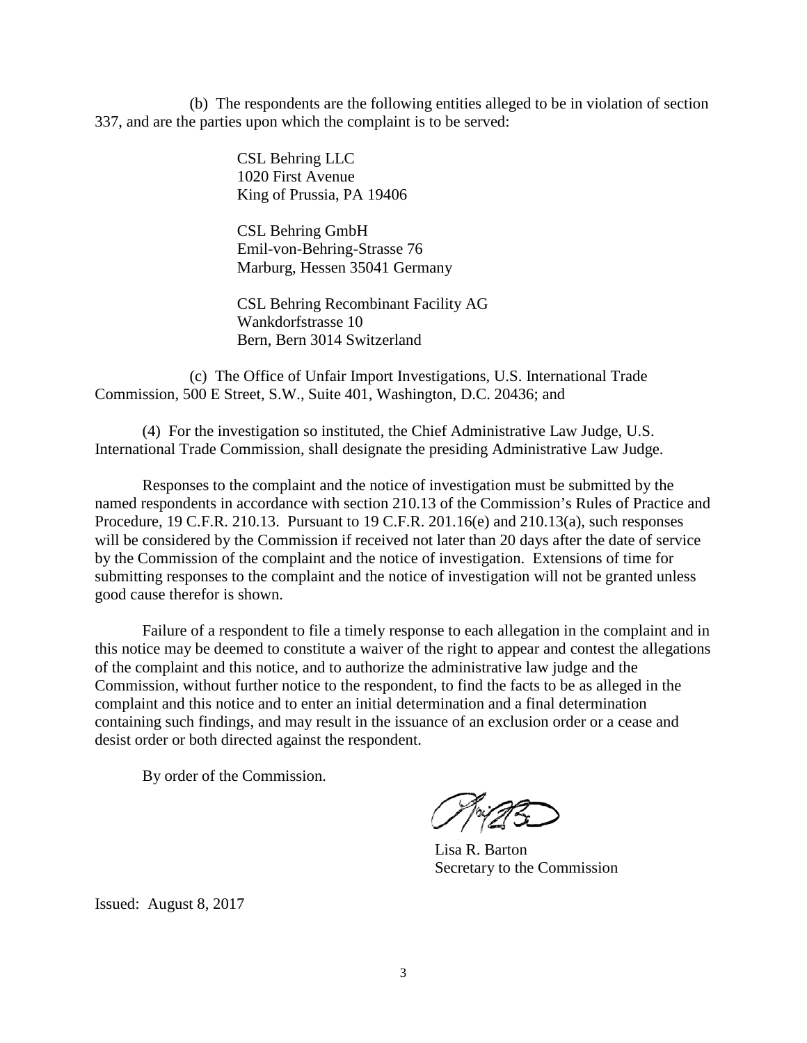(b) The respondents are the following entities alleged to be in violation of section 337, and are the parties upon which the complaint is to be served:

CSL Behring LLC
1020 First Avenue
King of Prussia, PA 19406

CSL Behring GmbH
Emil-von-Behring-Strasse 76
Marburg, Hessen 35041 Germany

CSL Behring Recombinant Facility AG
Wankdorfstrasse 10
Bern, Bern 3014 Switzerland

(c) The Office of Unfair Import Investigations, U.S. International Trade Commission, 500 E Street, S.W., Suite 401, Washington, D.C. 20436; and

(4) For the investigation so instituted, the Chief Administrative Law Judge, U.S. International Trade Commission, shall designate the presiding Administrative Law Judge.

Responses to the complaint and the notice of investigation must be submitted by the named respondents in accordance with section 210.13 of the Commission's Rules of Practice and Procedure, 19 C.F.R. 210.13. Pursuant to 19 C.F.R. 201.16(e) and 210.13(a), such responses will be considered by the Commission if received not later than 20 days after the date of service by the Commission of the complaint and the notice of investigation. Extensions of time for submitting responses to the complaint and the notice of investigation will not be granted unless good cause therefor is shown.

Failure of a respondent to file a timely response to each allegation in the complaint and in this notice may be deemed to constitute a waiver of the right to appear and contest the allegations of the complaint and this notice, and to authorize the administrative law judge and the Commission, without further notice to the respondent, to find the facts to be as alleged in the complaint and this notice and to enter an initial determination and a final determination containing such findings, and may result in the issuance of an exclusion order or a cease and desist order or both directed against the respondent.

By order of the Commission.

Lisa R. Barton
Secretary to the Commission

Issued: August 8, 2017